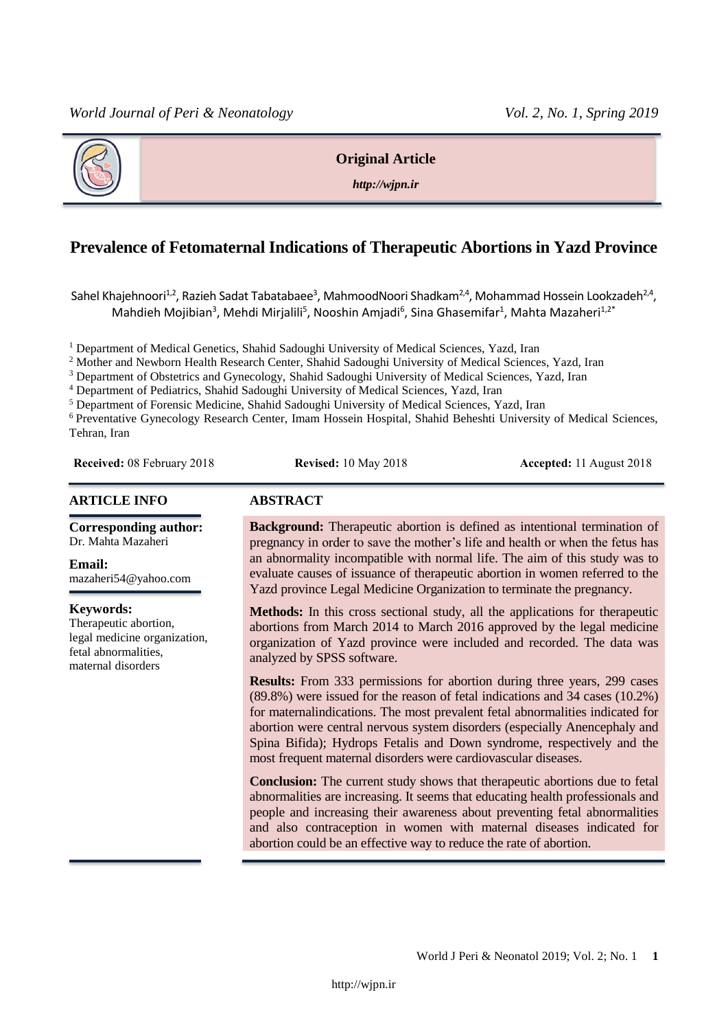**Original Article**

*http://wjpn.ir*

# Prevalence of Fetomaternal Indications of Therapeutic Abortions in Yazd Province

Sahel Khajehnoori[1,2], Razieh Sadat Tabatabaee[3], MahmoodNoori Shadkam[2,4], Mohammad Hossein Lookzadeh[2,4], Mahdieh Mojibian[3], Mehdi Mirjalili[5], Nooshin Amjadi[6], Sina Ghasemifar[1], Mahta Mazaheri[1,2*]

[1] Department of Medical Genetics, Shahid Sadoughi University of Medical Sciences, Yazd, Iran
[2] Mother and Newborn Health Research Center, Shahid Sadoughi University of Medical Sciences, Yazd, Iran
[3] Department of Obstetrics and Gynecology, Shahid Sadoughi University of Medical Sciences, Yazd, Iran
[4] Department of Pediatrics, Shahid Sadoughi University of Medical Sciences, Yazd, Iran
[5] Department of Forensic Medicine, Shahid Sadoughi University of Medical Sciences, Yazd, Iran
[6] Preventative Gynecology Research Center, Imam Hossein Hospital, Shahid Beheshti University of Medical Sciences, Tehran, Iran

**Received:** 08 February 2018 **Revised:** 10 May 2018 **Accepted:** 11 August 2018

## ARTICLE INFO

**Corresponding author:**
Dr. Mahta Mazaheri

**Email:**
mazaheri54@yahoo.com

**Keywords:**
Therapeutic abortion, legal medicine organization, fetal abnormalities, maternal disorders

## ABSTRACT

**Background:** Therapeutic abortion is defined as intentional termination of pregnancy in order to save the mother's life and health or when the fetus has an abnormality incompatible with normal life. The aim of this study was to evaluate causes of issuance of therapeutic abortion in women referred to the Yazd province Legal Medicine Organization to terminate the pregnancy.

**Methods:** In this cross sectional study, all the applications for therapeutic abortions from March 2014 to March 2016 approved by the legal medicine organization of Yazd province were included and recorded. The data was analyzed by SPSS software.

**Results:** From 333 permissions for abortion during three years, 299 cases (89.8%) were issued for the reason of fetal indications and 34 cases (10.2%) for maternalindications. The most prevalent fetal abnormalities indicated for abortion were central nervous system disorders (especially Anencephaly and Spina Bifida); Hydrops Fetalis and Down syndrome, respectively and the most frequent maternal disorders were cardiovascular diseases.

**Conclusion:** The current study shows that therapeutic abortions due to fetal abnormalities are increasing. It seems that educating health professionals and people and increasing their awareness about preventing fetal abnormalities and also contraception in women with maternal diseases indicated for abortion could be an effective way to reduce the rate of abortion.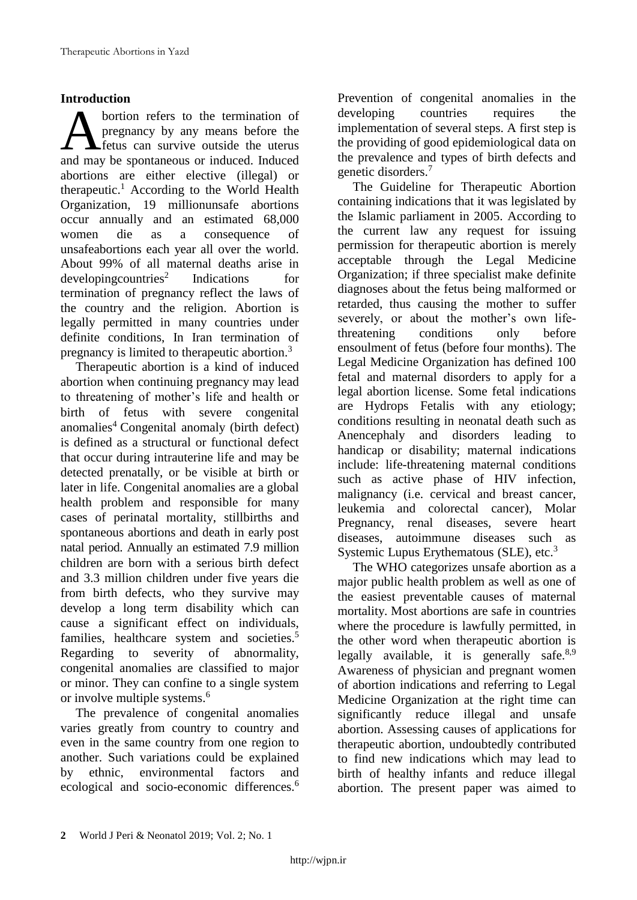## Introduction

Abortion refers to the termination of pregnancy by any means before the fetus can survive outside the uterus and may be spontaneous or induced. Induced abortions are either elective (illegal) or therapeutic.[1] According to the World Health Organization, 19 millionunsafe abortions occur annually and an estimated 68,000 women die as a consequence of unsafeabortions each year all over the world. About 99% of all maternal deaths arise in developingcountries[2] Indications for termination of pregnancy reflect the laws of the country and the religion. Abortion is legally permitted in many countries under definite conditions, In Iran termination of pregnancy is limited to therapeutic abortion.[3]

Therapeutic abortion is a kind of induced abortion when continuing pregnancy may lead to threatening of mother's life and health or birth of fetus with severe congenital anomalies[4] Congenital anomaly (birth defect) is defined as a structural or functional defect that occur during intrauterine life and may be detected prenatally, or be visible at birth or later in life. Congenital anomalies are a global health problem and responsible for many cases of perinatal mortality, stillbirths and spontaneous abortions and death in early post natal period. Annually an estimated 7.9 million children are born with a serious birth defect and 3.3 million children under five years die from birth defects, who they survive may develop a long term disability which can cause a significant effect on individuals, families, healthcare system and societies.[5] Regarding to severity of abnormality, congenital anomalies are classified to major or minor. They can confine to a single system or involve multiple systems.[6]

The prevalence of congenital anomalies varies greatly from country to country and even in the same country from one region to another. Such variations could be explained by ethnic, environmental factors and ecological and socio-economic differences.[6] Prevention of congenital anomalies in the developing countries requires the implementation of several steps. A first step is the providing of good epidemiological data on the prevalence and types of birth defects and genetic disorders.[7]

The Guideline for Therapeutic Abortion containing indications that it was legislated by the Islamic parliament in 2005. According to the current law any request for issuing permission for therapeutic abortion is merely acceptable through the Legal Medicine Organization; if three specialist make definite diagnoses about the fetus being malformed or retarded, thus causing the mother to suffer severely, or about the mother's own life-threatening conditions only before ensoulment of fetus (before four months). The Legal Medicine Organization has defined 100 fetal and maternal disorders to apply for a legal abortion license. Some fetal indications are Hydrops Fetalis with any etiology; conditions resulting in neonatal death such as Anencephaly and disorders leading to handicap or disability; maternal indications include: life-threatening maternal conditions such as active phase of HIV infection, malignancy (i.e. cervical and breast cancer, leukemia and colorectal cancer), Molar Pregnancy, renal diseases, severe heart diseases, autoimmune diseases such as Systemic Lupus Erythematous (SLE), etc.[3]

The WHO categorizes unsafe abortion as a major public health problem as well as one of the easiest preventable causes of maternal mortality. Most abortions are safe in countries where the procedure is lawfully permitted, in the other word when therapeutic abortion is legally available, it is generally safe.[8,9] Awareness of physician and pregnant women of abortion indications and referring to Legal Medicine Organization at the right time can significantly reduce illegal and unsafe abortion. Assessing causes of applications for therapeutic abortion, undoubtedly contributed to find new indications which may lead to birth of healthy infants and reduce illegal abortion. The present paper was aimed to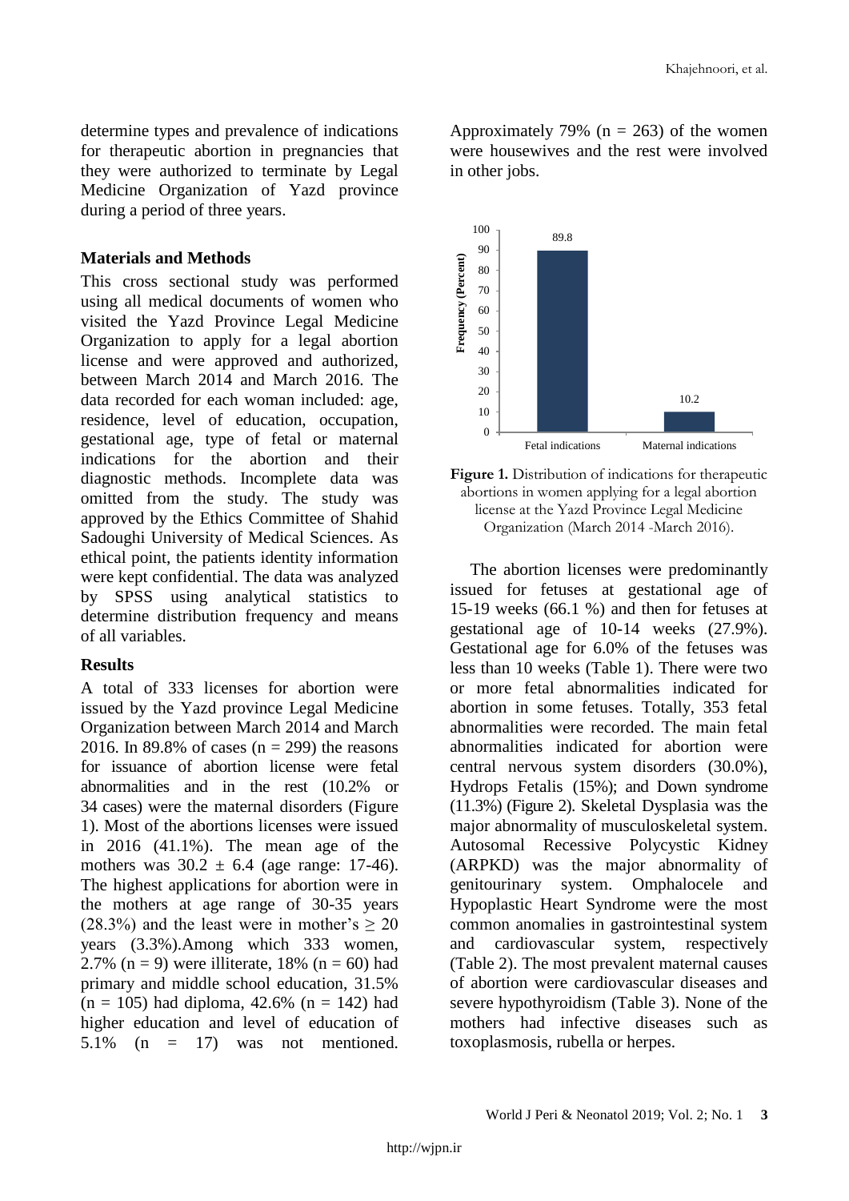determine types and prevalence of indications for therapeutic abortion in pregnancies that they were authorized to terminate by Legal Medicine Organization of Yazd province during a period of three years.

## Materials and Methods

This cross sectional study was performed using all medical documents of women who visited the Yazd Province Legal Medicine Organization to apply for a legal abortion license and were approved and authorized, between March 2014 and March 2016. The data recorded for each woman included: age, residence, level of education, occupation, gestational age, type of fetal or maternal indications for the abortion and their diagnostic methods. Incomplete data was omitted from the study. The study was approved by the Ethics Committee of Shahid Sadoughi University of Medical Sciences. As ethical point, the patients identity information were kept confidential. The data was analyzed by SPSS using analytical statistics to determine distribution frequency and means of all variables.

## Results

A total of 333 licenses for abortion were issued by the Yazd province Legal Medicine Organization between March 2014 and March 2016. In 89.8% of cases (n = 299) the reasons for issuance of abortion license were fetal abnormalities and in the rest (10.2% or 34 cases) were the maternal disorders (Figure 1). Most of the abortions licenses were issued in 2016 (41.1%). The mean age of the mothers was $30.2 \pm 6.4$ (age range: 17-46). The highest applications for abortion were in the mothers at age range of 30-35 years (28.3%) and the least were in mother's $\geq 20$ years (3.3%).Among which 333 women, 2.7% (n = 9) were illiterate, 18% (n = 60) had primary and middle school education, 31.5% (n = 105) had diploma, 42.6% (n = 142) had higher education and level of education of 5.1% (n = 17) was not mentioned. Approximately 79% (n = 263) of the women were housewives and the rest were involved in other jobs.

| Indication | Frequency (Percent) |
|---|---|
| Fetal indications | 89.8 |
| Maternal indications | 10.2 |

**Figure 1.** Distribution of indications for therapeutic abortions in women applying for a legal abortion license at the Yazd Province Legal Medicine Organization (March 2014 -March 2016).

The abortion licenses were predominantly issued for fetuses at gestational age of 15-19 weeks (66.1 %) and then for fetuses at gestational age of 10-14 weeks (27.9%). Gestational age for 6.0% of the fetuses was less than 10 weeks (Table 1). There were two or more fetal abnormalities indicated for abortion in some fetuses. Totally, 353 fetal abnormalities were recorded. The main fetal abnormalities indicated for abortion were central nervous system disorders (30.0%), Hydrops Fetalis (15%); and Down syndrome (11.3%) (Figure 2). Skeletal Dysplasia was the major abnormality of musculoskeletal system. Autosomal Recessive Polycystic Kidney (ARPKD) was the major abnormality of genitourinary system. Omphalocele and Hypoplastic Heart Syndrome were the most common anomalies in gastrointestinal system and cardiovascular system, respectively (Table 2). The most prevalent maternal causes of abortion were cardiovascular diseases and severe hypothyroidism (Table 3). None of the mothers had infective diseases such as toxoplasmosis, rubella or herpes.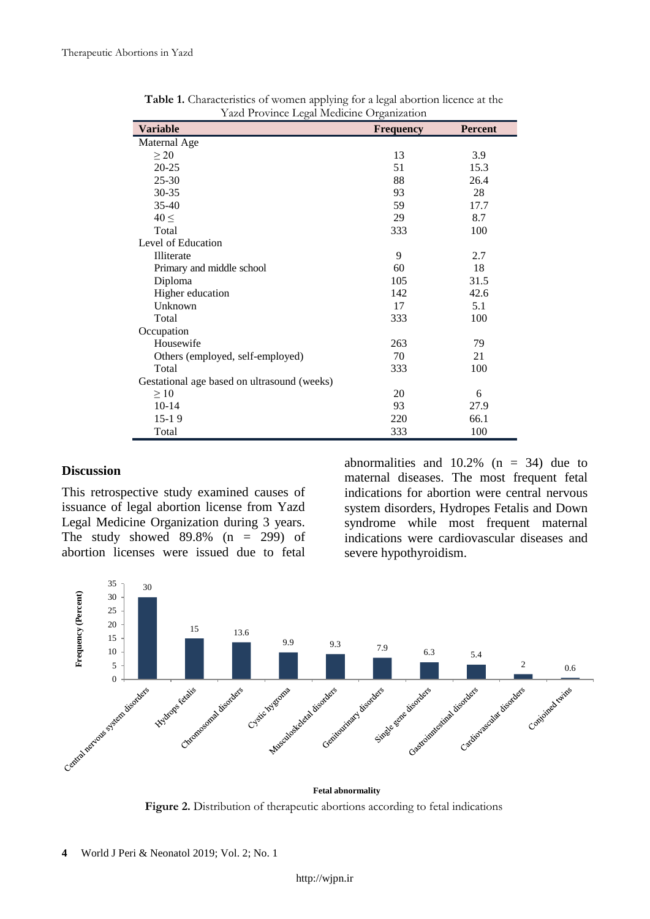**Table 1.** Characteristics of women applying for a legal abortion licence at the Yazd Province Legal Medicine Organization

| Variable | Frequency | Percent |
|---|---|---|
| Maternal Age | | |
| ≥ 20 | 13 | 3.9 |
| 20-25 | 51 | 15.3 |
| 25-30 | 88 | 26.4 |
| 30-35 | 93 | 28 |
| 35-40 | 59 | 17.7 |
| 40 ≤ | 29 | 8.7 |
| Total | 333 | 100 |
| Level of Education | | |
| Illiterate | 9 | 2.7 |
| Primary and middle school | 60 | 18 |
| Diploma | 105 | 31.5 |
| Higher education | 142 | 42.6 |
| Unknown | 17 | 5.1 |
| Total | 333 | 100 |
| Occupation | | |
| Housewife | 263 | 79 |
| Others (employed, self-employed) | 70 | 21 |
| Total | 333 | 100 |
| Gestational age based on ultrasound (weeks) | | |
| ≥ 10 | 20 | 6 |
| 10-14 | 93 | 27.9 |
| 15-1 9 | 220 | 66.1 |
| Total | 333 | 100 |

## Discussion

This retrospective study examined causes of issuance of legal abortion license from Yazd Legal Medicine Organization during 3 years. The study showed 89.8% (n = 299) of abortion licenses were issued due to fetal abnormalities and 10.2% (n = 34) due to maternal diseases. The most frequent fetal indications for abortion were central nervous system disorders, Hydropes Fetalis and Down syndrome while most frequent maternal indications were cardiovascular diseases and severe hypothyroidism.

| Fetal abnormality | Frequency (Percent) |
|---|---|
| Central nervous system disorders | 30 |
| Hydrops fetalis | 15 |
| Chromosomal disorders | 13.6 |
| Cystic hygroma | 9.9 |
| Musculoskeletal disorders | 9.3 |
| Genitourinary disorders | 7.9 |
| Single gene disorders | 6.3 |
| Gastrointestinal disorders | 5.4 |
| Cardiovascular disorders | 2 |
| Conjoined twins | 0.6 |

**Figure 2.** Distribution of therapeutic abortions according to fetal indications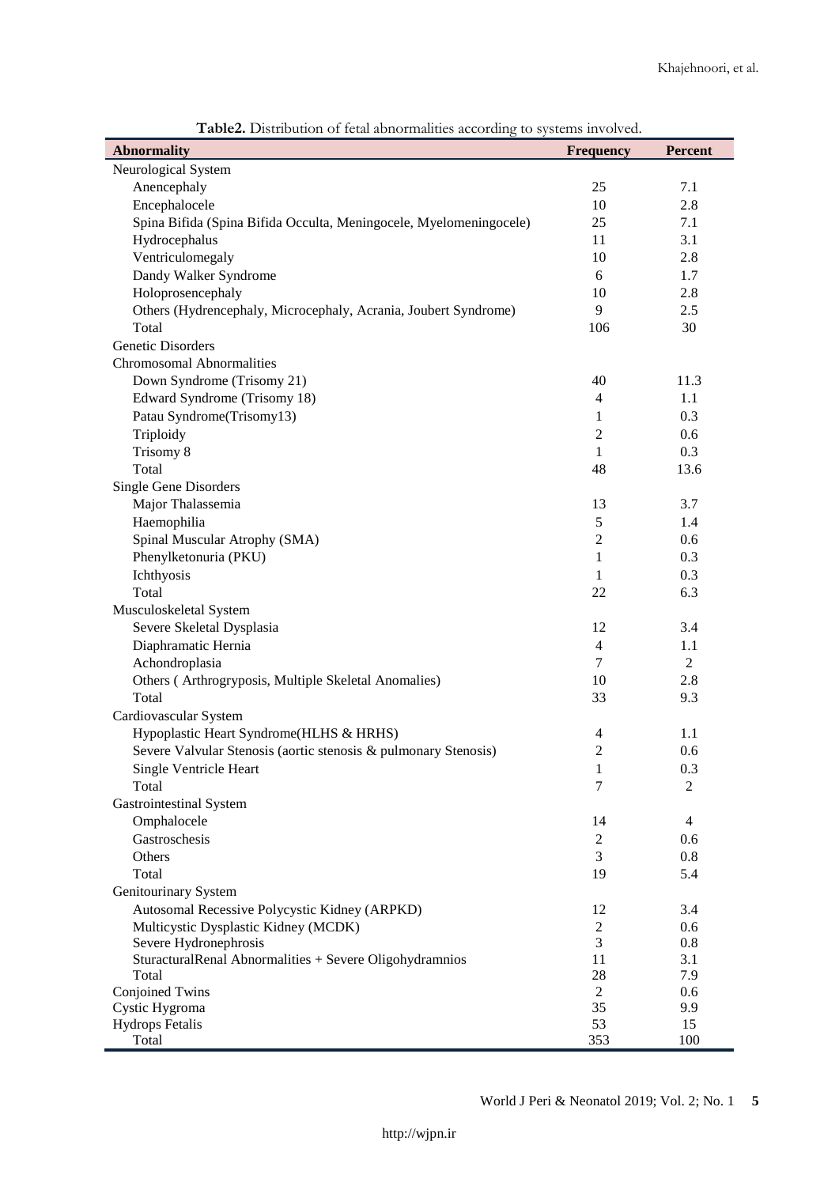**Table2.** Distribution of fetal abnormalities according to systems involved.

| Abnormality | Frequency | Percent |
|---|---|---|
| Neurological System | | |
| Anencephaly | 25 | 7.1 |
| Encephalocele | 10 | 2.8 |
| Spina Bifida (Spina Bifida Occulta, Meningocele, Myelomeningocele) | 25 | 7.1 |
| Hydrocephalus | 11 | 3.1 |
| Ventriculomegaly | 10 | 2.8 |
| Dandy Walker Syndrome | 6 | 1.7 |
| Holoprosencephaly | 10 | 2.8 |
| Others (Hydrencephaly, Microcephaly, Acrania, Joubert Syndrome) | 9 | 2.5 |
| Total | 106 | 30 |
| Genetic Disorders | | |
| Chromosomal Abnormalities | | |
| Down Syndrome (Trisomy 21) | 40 | 11.3 |
| Edward Syndrome (Trisomy 18) | 4 | 1.1 |
| Patau Syndrome(Trisomy13) | 1 | 0.3 |
| Triploidy | 2 | 0.6 |
| Trisomy 8 | 1 | 0.3 |
| Total | 48 | 13.6 |
| Single Gene Disorders | | |
| Major Thalassemia | 13 | 3.7 |
| Haemophilia | 5 | 1.4 |
| Spinal Muscular Atrophy (SMA) | 2 | 0.6 |
| Phenylketonuria (PKU) | 1 | 0.3 |
| Ichthyosis | 1 | 0.3 |
| Total | 22 | 6.3 |
| Musculoskeletal System | | |
| Severe Skeletal Dysplasia | 12 | 3.4 |
| Diaphramatic Hernia | 4 | 1.1 |
| Achondroplasia | 7 | 2 |
| Others ( Arthrogryposis, Multiple Skeletal Anomalies) | 10 | 2.8 |
| Total | 33 | 9.3 |
| Cardiovascular System | | |
| Hypoplastic Heart Syndrome(HLHS & HRHS) | 4 | 1.1 |
| Severe Valvular Stenosis (aortic stenosis & pulmonary Stenosis) | 2 | 0.6 |
| Single Ventricle Heart | 1 | 0.3 |
| Total | 7 | 2 |
| Gastrointestinal System | | |
| Omphalocele | 14 | 4 |
| Gastroschesis | 2 | 0.6 |
| Others | 3 | 0.8 |
| Total | 19 | 5.4 |
| Genitourinary System | | |
| Autosomal Recessive Polycystic Kidney (ARPKD) | 12 | 3.4 |
| Multicystic Dysplastic Kidney (MCDK) | 2 | 0.6 |
| Severe Hydronephrosis | 3 | 0.8 |
| SturacturalRenal Abnormalities + Severe Oligohydramnios | 11 | 3.1 |
| Total | 28 | 7.9 |
| Conjoined Twins | 2 | 0.6 |
| Cystic Hygroma | 35 | 9.9 |
| Hydrops Fetalis | 53 | 15 |
| Total | 353 | 100 |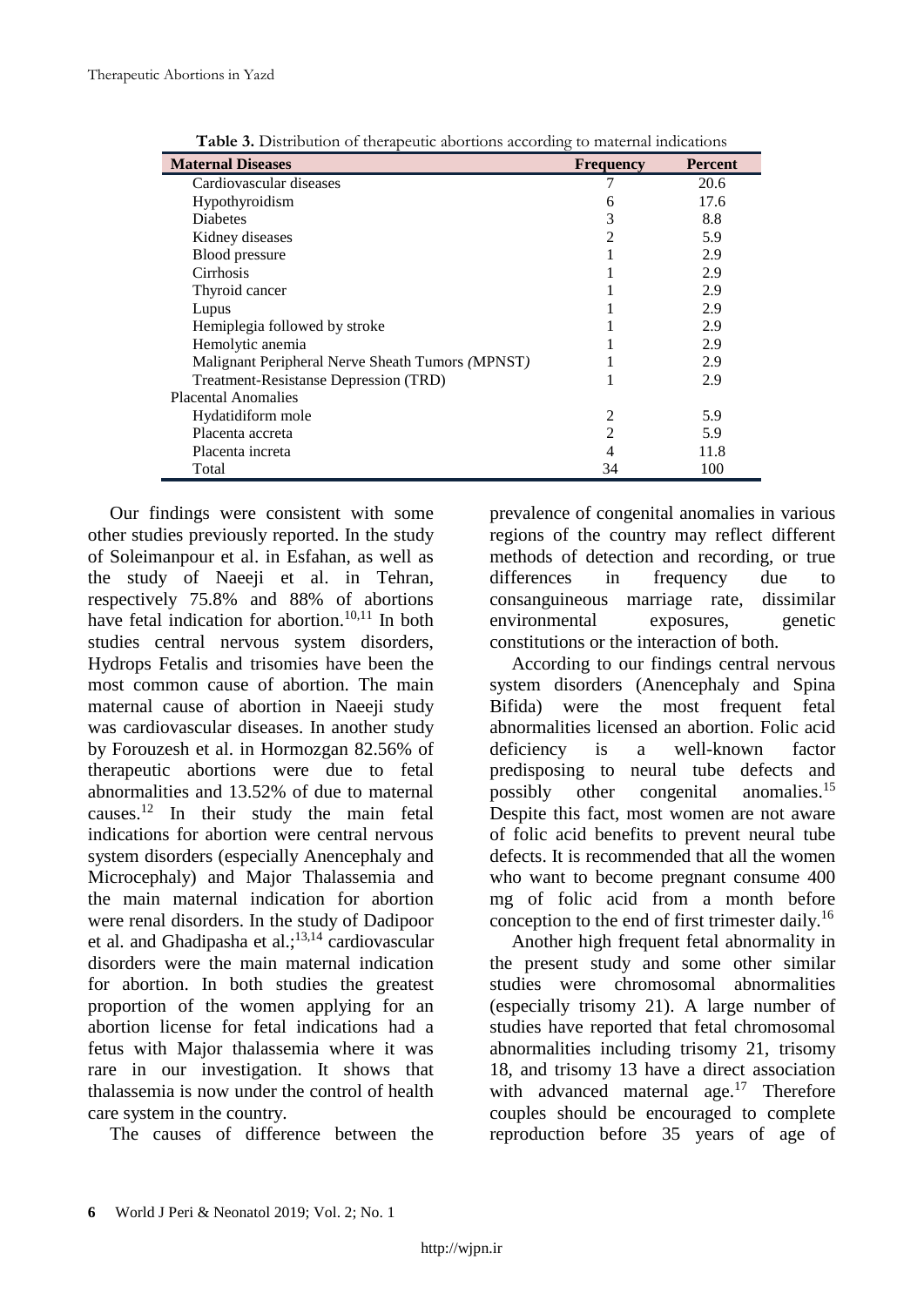**Table 3.** Distribution of therapeutic abortions according to maternal indications

| Maternal Diseases | Frequency | Percent |
|---|---|---|
| Cardiovascular diseases | 7 | 20.6 |
| Hypothyroidism | 6 | 17.6 |
| Diabetes | 3 | 8.8 |
| Kidney diseases | 2 | 5.9 |
| Blood pressure | 1 | 2.9 |
| Cirrhosis | 1 | 2.9 |
| Thyroid cancer | 1 | 2.9 |
| Lupus | 1 | 2.9 |
| Hemiplegia followed by stroke | 1 | 2.9 |
| Hemolytic anemia | 1 | 2.9 |
| Malignant Peripheral Nerve Sheath Tumors (MPNST) | 1 | 2.9 |
| Treatment-Resistanse Depression (TRD) | 1 | 2.9 |
| Placental Anomalies | | |
| Hydatidiform mole | 2 | 5.9 |
| Placenta accreta | 2 | 5.9 |
| Placenta increta | 4 | 11.8 |
| Total | 34 | 100 |

Our findings were consistent with some other studies previously reported. In the study of Soleimanpour et al. in Esfahan, as well as the study of Naeeji et al. in Tehran, respectively 75.8% and 88% of abortions have fetal indication for abortion.[10,11] In both studies central nervous system disorders, Hydrops Fetalis and trisomies have been the most common cause of abortion. The main maternal cause of abortion in Naeeji study was cardiovascular diseases. In another study by Forouzesh et al. in Hormozgan 82.56% of therapeutic abortions were due to fetal abnormalities and 13.52% of due to maternal causes.[12] In their study the main fetal indications for abortion were central nervous system disorders (especially Anencephaly and Microcephaly) and Major Thalassemia and the main maternal indication for abortion were renal disorders. In the study of Dadipoor et al. and Ghadipasha et al.;[13,14] cardiovascular disorders were the main maternal indication for abortion. In both studies the greatest proportion of the women applying for an abortion license for fetal indications had a fetus with Major thalassemia where it was rare in our investigation. It shows that thalassemia is now under the control of health care system in the country.

The causes of difference between the prevalence of congenital anomalies in various regions of the country may reflect different methods of detection and recording, or true differences in frequency due to consanguineous marriage rate, dissimilar environmental exposures, genetic constitutions or the interaction of both.

According to our findings central nervous system disorders (Anencephaly and Spina Bifida) were the most frequent fetal abnormalities licensed an abortion. Folic acid deficiency is a well-known factor predisposing to neural tube defects and possibly other congenital anomalies.[15] Despite this fact, most women are not aware of folic acid benefits to prevent neural tube defects. It is recommended that all the women who want to become pregnant consume 400 mg of folic acid from a month before conception to the end of first trimester daily.[16]

Another high frequent fetal abnormality in the present study and some other similar studies were chromosomal abnormalities (especially trisomy 21). A large number of studies have reported that fetal chromosomal abnormalities including trisomy 21, trisomy 18, and trisomy 13 have a direct association with advanced maternal age.[17] Therefore couples should be encouraged to complete reproduction before 35 years of age of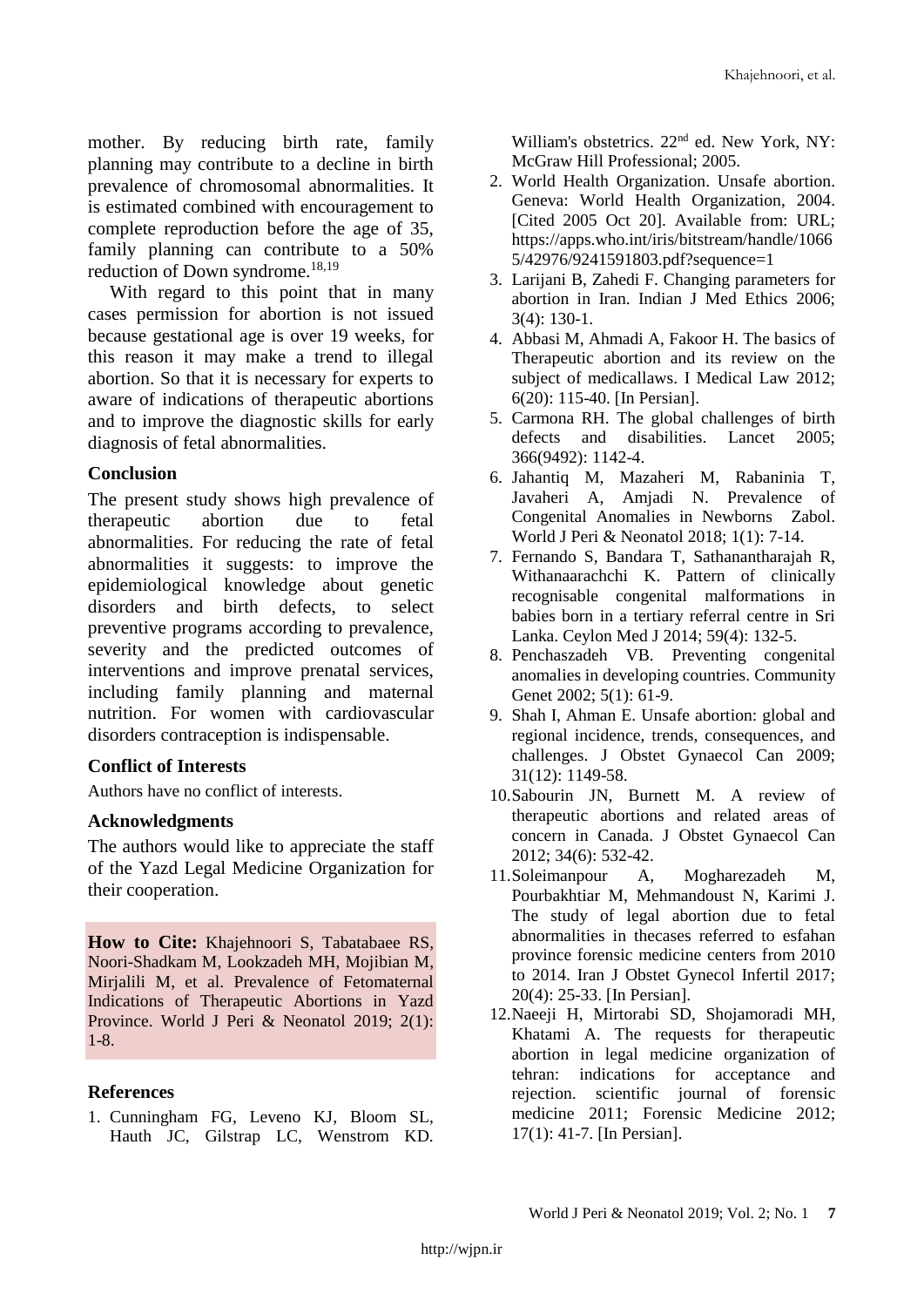mother. By reducing birth rate, family planning may contribute to a decline in birth prevalence of chromosomal abnormalities. It is estimated combined with encouragement to complete reproduction before the age of 35, family planning can contribute to a 50% reduction of Down syndrome.[18,19]

With regard to this point that in many cases permission for abortion is not issued because gestational age is over 19 weeks, for this reason it may make a trend to illegal abortion. So that it is necessary for experts to aware of indications of therapeutic abortions and to improve the diagnostic skills for early diagnosis of fetal abnormalities.

## Conclusion

The present study shows high prevalence of therapeutic abortion due to fetal abnormalities. For reducing the rate of fetal abnormalities it suggests: to improve the epidemiological knowledge about genetic disorders and birth defects, to select preventive programs according to prevalence, severity and the predicted outcomes of interventions and improve prenatal services, including family planning and maternal nutrition. For women with cardiovascular disorders contraception is indispensable.

## Conflict of Interests

Authors have no conflict of interests.

## Acknowledgments

The authors would like to appreciate the staff of the Yazd Legal Medicine Organization for their cooperation.

**How to Cite:** Khajehnoori S, Tabatabaee RS, Noori-Shadkam M, Lookzadeh MH, Mojibian M, Mirjalili M, et al. Prevalence of Fetomaternal Indications of Therapeutic Abortions in Yazd Province. World J Peri & Neonatol 2019; 2(1): 1-8.

## References

1. Cunningham FG, Leveno KJ, Bloom SL, Hauth JC, Gilstrap LC, Wenstrom KD. William's obstetrics. 22nd ed. New York, NY: McGraw Hill Professional; 2005.
2. World Health Organization. Unsafe abortion. Geneva: World Health Organization, 2004. [Cited 2005 Oct 20]. Available from: URL; https://apps.who.int/iris/bitstream/handle/10665/42976/9241591803.pdf?sequence=1
3. Larijani B, Zahedi F. Changing parameters for abortion in Iran. Indian J Med Ethics 2006; 3(4): 130-1.
4. Abbasi M, Ahmadi A, Fakoor H. The basics of Therapeutic abortion and its review on the subject of medicallaws. I Medical Law 2012; 6(20): 115-40. [In Persian].
5. Carmona RH. The global challenges of birth defects and disabilities. Lancet 2005; 366(9492): 1142-4.
6. Jahantiq M, Mazaheri M, Rabaninia T, Javaheri A, Amjadi N. Prevalence of Congenital Anomalies in Newborns Zabol. World J Peri & Neonatol 2018; 1(1): 7-14.
7. Fernando S, Bandara T, Sathanantharajah R, Withanaarachchi K. Pattern of clinically recognisable congenital malformations in babies born in a tertiary referral centre in Sri Lanka. Ceylon Med J 2014; 59(4): 132-5.
8. Penchaszadeh VB. Preventing congenital anomalies in developing countries. Community Genet 2002; 5(1): 61-9.
9. Shah I, Ahman E. Unsafe abortion: global and regional incidence, trends, consequences, and challenges. J Obstet Gynaecol Can 2009; 31(12): 1149-58.
10. Sabourin JN, Burnett M. A review of therapeutic abortions and related areas of concern in Canada. J Obstet Gynaecol Can 2012; 34(6): 532-42.
11. Soleimanpour A, Mogharezadeh M, Pourbakhtiar M, Mehmandoust N, Karimi J. The study of legal abortion due to fetal abnormalities in thecases referred to esfahan province forensic medicine centers from 2010 to 2014. Iran J Obstet Gynecol Infertil 2017; 20(4): 25-33. [In Persian].
12. Naeeji H, Mirtorabi SD, Shojamoradi MH, Khatami A. The requests for therapeutic abortion in legal medicine organization of tehran: indications for acceptance and rejection. scientific journal of forensic medicine 2011; Forensic Medicine 2012; 17(1): 41-7. [In Persian].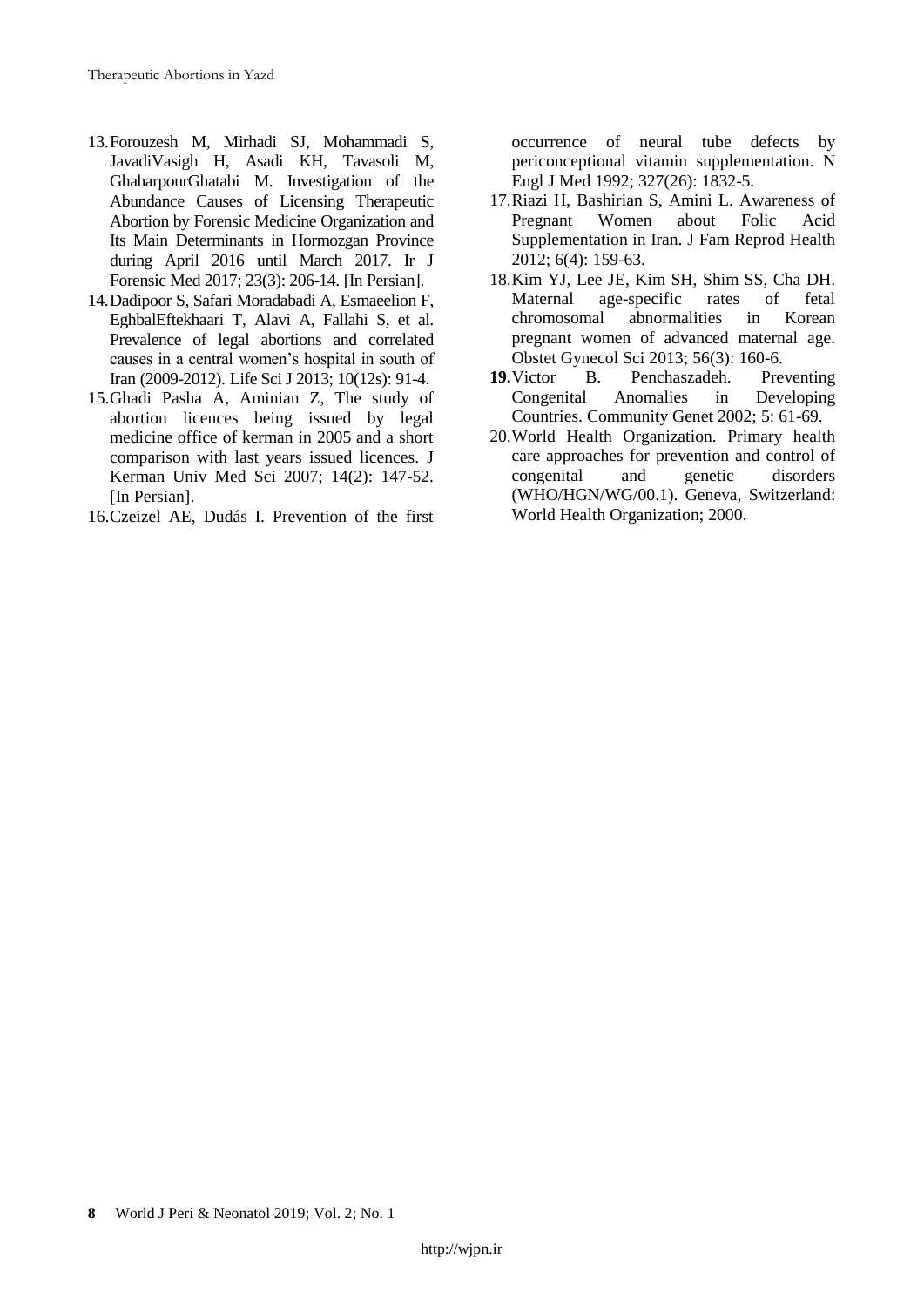13. Forouzesh M, Mirhadi SJ, Mohammadi S, JavadiVasigh H, Asadi KH, Tavasoli M, GhaharpourGhatabi M. Investigation of the Abundance Causes of Licensing Therapeutic Abortion by Forensic Medicine Organization and Its Main Determinants in Hormozgan Province during April 2016 until March 2017. Ir J Forensic Med 2017; 23(3): 206-14. [In Persian].
14. Dadipoor S, Safari Moradabadi A, Esmaeelion F, EghbalEftekhaari T, Alavi A, Fallahi S, et al. Prevalence of legal abortions and correlated causes in a central women's hospital in south of Iran (2009-2012). Life Sci J 2013; 10(12s): 91-4.
15. Ghadi Pasha A, Aminian Z, The study of abortion licences being issued by legal medicine office of kerman in 2005 and a short comparison with last years issued licences. J Kerman Univ Med Sci 2007; 14(2): 147-52. [In Persian].
16. Czeizel AE, Dudás I. Prevention of the first occurrence of neural tube defects by periconceptional vitamin supplementation. N Engl J Med 1992; 327(26): 1832-5.
17. Riazi H, Bashirian S, Amini L. Awareness of Pregnant Women about Folic Acid Supplementation in Iran. J Fam Reprod Health 2012; 6(4): 159-63.
18. Kim YJ, Lee JE, Kim SH, Shim SS, Cha DH. Maternal age-specific rates of fetal chromosomal abnormalities in Korean pregnant women of advanced maternal age. Obstet Gynecol Sci 2013; 56(3): 160-6.
19. Victor B. Penchaszadeh. Preventing Congenital Anomalies in Developing Countries. Community Genet 2002; 5: 61-69.
20. World Health Organization. Primary health care approaches for prevention and control of congenital and genetic disorders (WHO/HGN/WG/00.1). Geneva, Switzerland: World Health Organization; 2000.